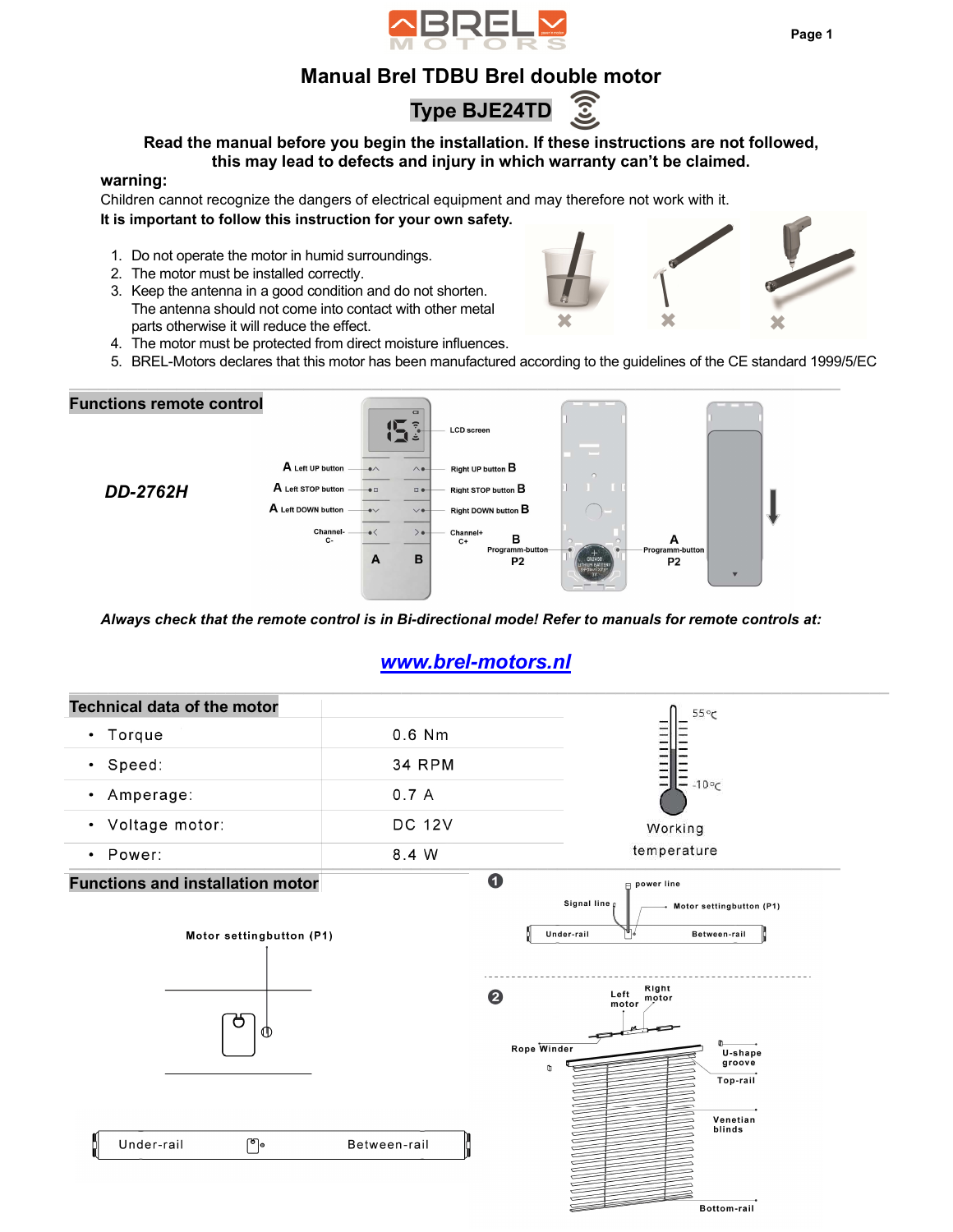# Manual Brel TDBU Brel double motor

## Type BJE24TD

**Read the manual before you begin the installation. If these instructions are not followed, this may lead to defects and injury in which warranty can't be claimed.**

**warning:**

Children cannot recognize the dangers of electrical equipment and may therefore not work with it.

**It is important to follow this instruction for your own safety.**

1. Do not operate the motor in humid surroundings.
2. The motor must be installed correctly.
3. Keep the antenna in a good condition and do not shorten. The antenna should not come into contact with other metal parts otherwise it will reduce the effect.
4. The motor must be protected from direct moisture influences.
5. BREL-Motors declares that this motor has been manufactured according to the guidelines of the CE standard 1999/5/EC

## Functions remote control

***DD-2762H***

- LCD screen
- A Left UP button — Right UP button B
- A Left STOP button — Right STOP button B
- A Left DOWN button — Right DOWN button B
- Channel- C- — Channel+ C+
- B Programm-button P2
- A Programm-button P2

***Always check that the remote control is in Bi-directional mode! Refer to manuals for remote controls at:***

***www.brel-motors.nl***

## Technical data of the motor

| | |
|---|---|
| • Torque | 0.6 Nm |
| • Speed: | 34 RPM |
| • Amperage: | 0.7 A |
| • Voltage motor: | DC 12V |
| • Power: | 8.4 W |

Working temperature: 55°C / -10°C

## Functions and installation motor

Motor settingbutton (P1)

Under-rail — Between-rail

1. power line, Signal line, Motor settingbutton (P1), Under-rail, Between-rail

2. Left motor, Right motor, Rope Winder, U-shape groove, Top-rail, Venetian blinds, Bottom-rail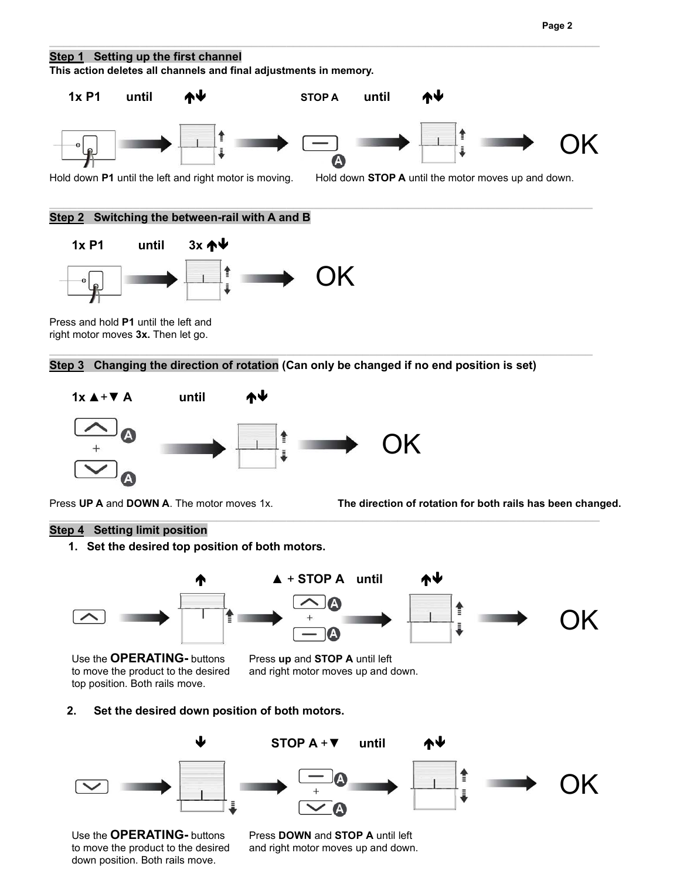## Step 1 Setting up the first channel

**This action deletes all channels and final adjustments in memory.**

**1x P1 until ↑↓** → **STOP A until ↑↓** → OK

Hold down **P1** until the left and right motor is moving. Hold down **STOP A** until the motor moves up and down.

## Step 2 Switching the between-rail with A and B

**1x P1 until 3x ↑↓** → OK

Press and hold **P1** until the left and right motor moves **3x.** Then let go.

## Step 3 Changing the direction of rotation (Can only be changed if no end position is set)

**1x ▲+▼ A until ↑↓** → OK

Press **UP A** and **DOWN A**. The motor moves 1x.

**The direction of rotation for both rails has been changed.**

## Step 4 Setting limit position

1. **Set the desired top position of both motors.**

**↑** → **▲ + STOP A until ↑↓** → OK

Use the **OPERATING-** buttons to move the product to the desired top position. Both rails move.

Press **up** and **STOP A** until left and right motor moves up and down.

2. **Set the desired down position of both motors.**

**↓** → **STOP A +▼ until ↑↓** → OK

Use the **OPERATING-** buttons to move the product to the desired down position. Both rails move.

Press **DOWN** and **STOP A** until left and right motor moves up and down.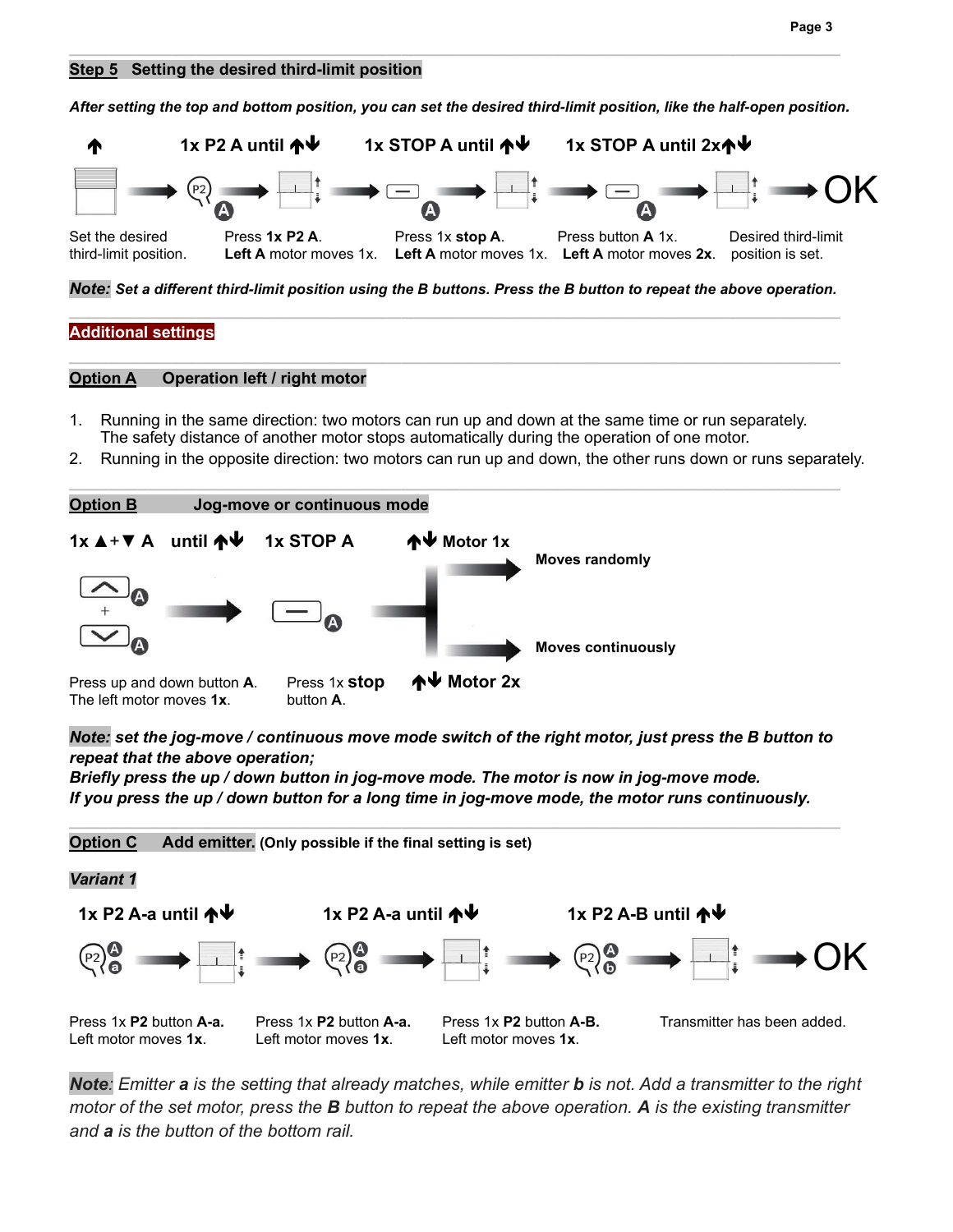## Step 5 Setting the desired third-limit position

***After setting the top and bottom position, you can set the desired third-limit position, like the half-open position.***

**↑** | **1x P2 A until ↑↓** | **1x STOP A until ↑↓** | **1x STOP A until 2x↑↓** | **OK**

Set the desired third-limit position. → Press **1x P2 A**. **Left A** motor moves 1x. → Press 1x **stop A**. **Left A** motor moves 1x. → Press button **A** 1x. **Left A** motor moves **2x**. → Desired third-limit position is set.

***Note:** Set a different third-limit position using the B buttons. Press the B button to repeat the above operation.*

## Additional settings

### Option A Operation left / right motor

1. Running in the same direction: two motors can run up and down at the same time or run separately. The safety distance of another motor stops automatically during the operation of one motor.
2. Running in the opposite direction: two motors can run up and down, the other runs down or runs separately.

### Option B Jog-move or continuous mode

**1x ▲+▼ A until ↑↓** | **1x STOP A** | **↑↓ Motor 1x** → **Moves randomly** | **↑↓ Motor 2x** → **Moves continuously**

Press up and down button **A**. The left motor moves **1x**. → Press 1x **stop** button **A**.

***Note:** set the jog-move / continuous move mode switch of the right motor, just press the B button to repeat that the above operation;*
***Briefly press the up / down button in jog-move mode. The motor is now in jog-move mode.***
***If you press the up / down button for a long time in jog-move mode, the motor runs continuously.***

### Option C Add emitter. (Only possible if the final setting is set)

***Variant 1***

**1x P2 A-a until ↑↓** | **1x P2 A-a until ↑↓** | **1x P2 A-B until ↑↓** | **OK**

Press 1x **P2** button **A-a**. Left motor moves **1x**. → Press 1x **P2** button **A-a**. Left motor moves **1x**. → Press 1x **P2** button **A-B**. Left motor moves **1x**. → Transmitter has been added.

***Note**: Emitter **a** is the setting that already matches, while emitter **b** is not. Add a transmitter to the right motor of the set motor, press the **B** button to repeat the above operation. **A** is the existing transmitter and **a** is the button of the bottom rail.*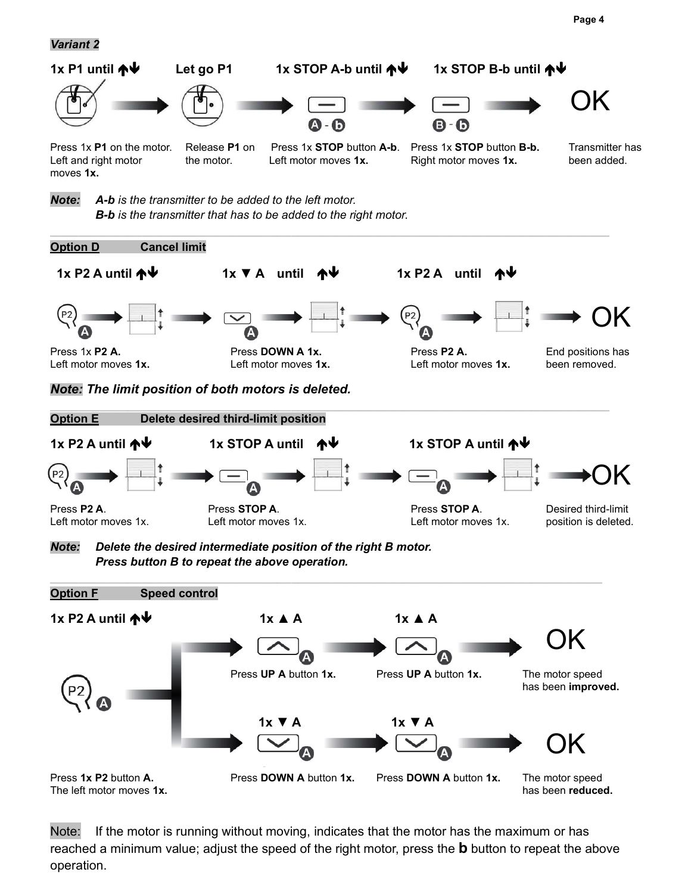***Variant 2***

**1x P1 until ↑↓** → **Let go P1** → **1x STOP A-b until ↑↓** → **1x STOP B-b until ↑↓** → OK

Press 1x **P1** on the motor. Left and right motor moves **1x.**

Release **P1** on the motor.

Press 1x **STOP** button **A-b**. Left motor moves **1x.**

Press 1x **STOP** button **B-b.** Right motor moves **1x.**

Transmitter has been added.

***Note:*** *__A-b__ is the transmitter to be added to the left motor.*
*__B-b__ is the transmitter that has to be added to the right motor.*

## Option D Cancel limit

**1x P2 A until ↑↓** → **1x ▼ A until ↑↓** → **1x P2 A until ↑↓** → OK

Press 1x **P2 A.** Left motor moves **1x.**

Press **DOWN A 1x.** Left motor moves **1x.**

Press **P2 A.** Left motor moves **1x.**

End positions has been removed.

***Note: The limit position of both motors is deleted.***

## Option E Delete desired third-limit position

**1x P2 A until ↑↓** → **1x STOP A until ↑↓** → **1x STOP A until ↑↓** → OK

Press **P2 A**. Left motor moves 1x.

Press **STOP A**. Left motor moves 1x.

Press **STOP A**. Left motor moves 1x.

Desired third-limit position is deleted.

***Note:*** ***Delete the desired intermediate position of the right B motor. Press button B to repeat the above operation.***

## Option F Speed control

**1x P2 A until ↑↓**

- **1x ▲ A** → **1x ▲ A** → OK
  Press **UP A** button **1x.** → Press **UP A** button **1x.** → The motor speed has been **improved.**
- **1x ▼ A** → **1x ▼ A** → OK
  Press **DOWN A** button **1x.** → Press **DOWN A** button **1x.** → The motor speed has been **reduced.**

Press **1x P2** button **A.** The left motor moves **1x.**

Note: If the motor is running without moving, indicates that the motor has the maximum or has reached a minimum value; adjust the speed of the right motor, press the **b** button to repeat the above operation.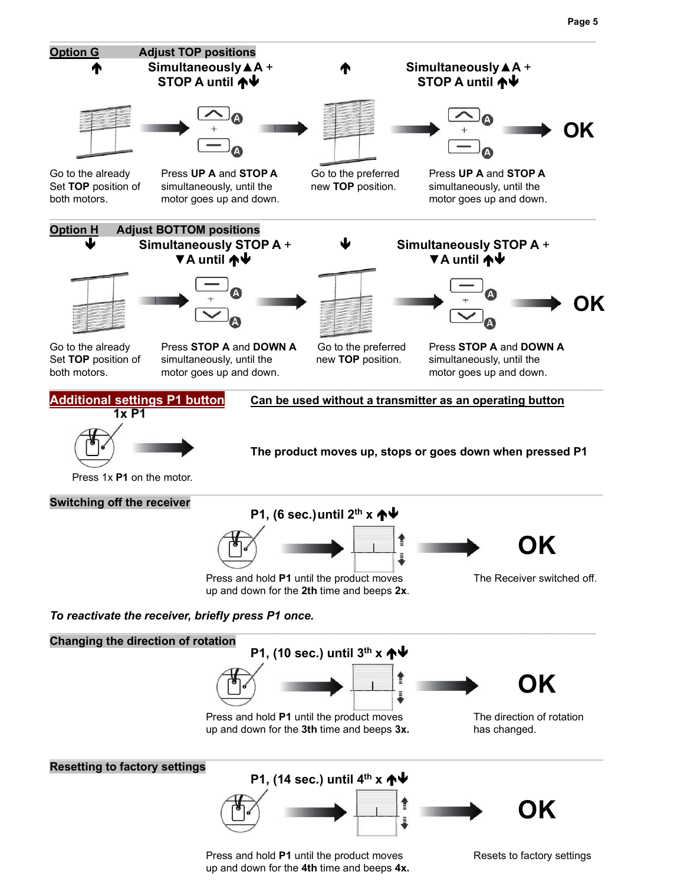## Option G — Adjust TOP positions

**↑ Simultaneously ▲A + STOP A until ↑↓**

Go to the already Set **TOP** position of both motors.

Press **UP A** and **STOP A** simultaneously, until the motor goes up and down.

**↑ Simultaneously ▲A + STOP A until ↑↓**

Go to the preferred new **TOP** position.

Press **UP A** and **STOP A** simultaneously, until the motor goes up and down.

**OK**

## Option H — Adjust BOTTOM positions

**↓ Simultaneously STOP A + ▼A until ↑↓**

Go to the already Set **TOP** position of both motors.

Press **STOP A** and **DOWN A** simultaneously, until the motor goes up and down.

**↓ Simultaneously STOP A + ▼A until ↑↓**

Go to the preferred new **TOP** position.

Press **STOP A** and **DOWN A** simultaneously, until the motor goes up and down.

**OK**

## Additional settings P1 button

**Can be used without a transmitter as an operating button**

**1x P1**

Press 1x **P1** on the motor.

**The product moves up, stops or goes down when pressed P1**

### Switching off the receiver

**P1, (6 sec.) until 2th x ↑↓**

Press and hold **P1** until the product moves up and down for the **2th** time and beeps **2x**.

**OK**

The Receiver switched off.

***To reactivate the receiver, briefly press P1 once.***

### Changing the direction of rotation

**P1, (10 sec.) until 3th x ↑↓**

Press and hold **P1** until the product moves up and down for the **3th** time and beeps **3x.**

**OK**

The direction of rotation has changed.

### Resetting to factory settings

**P1, (14 sec.) until 4th x ↑↓**

Press and hold **P1** until the product moves up and down for the **4th** time and beeps **4x.**

**OK**

Resets to factory settings